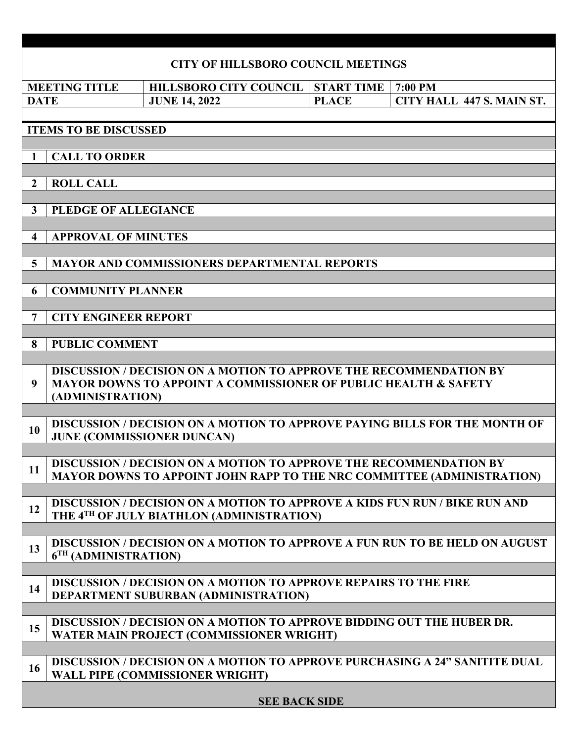# CITY OF HILLSBORO COUNCIL MEETINGS

| MEETING TITLE | HILLSBORO CITY COUNCIL | START TIME | 7:00 PM |
|---|---|---|---|
| DATE | JUNE 14, 2022 | PLACE | CITY HALL 447 S. MAIN ST. |

## ITEMS TO BE DISCUSSED

| | |
|---|---|
| 1 | **CALL TO ORDER** |
| 2 | **ROLL CALL** |
| 3 | **PLEDGE OF ALLEGIANCE** |
| 4 | **APPROVAL OF MINUTES** |
| 5 | **MAYOR AND COMMISSIONERS DEPARTMENTAL REPORTS** |
| 6 | **COMMUNITY PLANNER** |
| 7 | **CITY ENGINEER REPORT** |
| 8 | **PUBLIC COMMENT** |
| 9 | **DISCUSSION / DECISION ON A MOTION TO APPROVE THE RECOMMENDATION BY MAYOR DOWNS TO APPOINT A COMMISSIONER OF PUBLIC HEALTH & SAFETY (ADMINISTRATION)** |
| 10 | **DISCUSSION / DECISION ON A MOTION TO APPROVE PAYING BILLS FOR THE MONTH OF JUNE (COMMISSIONER DUNCAN)** |
| 11 | **DISCUSSION / DECISION ON A MOTION TO APPROVE THE RECOMMENDATION BY MAYOR DOWNS TO APPOINT JOHN RAPP TO THE NRC COMMITTEE (ADMINISTRATION)** |
| 12 | **DISCUSSION / DECISION ON A MOTION TO APPROVE A KIDS FUN RUN / BIKE RUN AND THE 4TH OF JULY BIATHLON (ADMINISTRATION)** |
| 13 | **DISCUSSION / DECISION ON A MOTION TO APPROVE A FUN RUN TO BE HELD ON AUGUST 6TH (ADMINISTRATION)** |
| 14 | **DISCUSSION / DECISION ON A MOTION TO APPROVE REPAIRS TO THE FIRE DEPARTMENT SUBURBAN (ADMINISTRATION)** |
| 15 | **DISCUSSION / DECISION ON A MOTION TO APPROVE BIDDING OUT THE HUBER DR. WATER MAIN PROJECT (COMMISSIONER WRIGHT)** |
| 16 | **DISCUSSION / DECISION ON A MOTION TO APPROVE PURCHASING A 24" SANITITE DUAL WALL PIPE (COMMISSIONER WRIGHT)** |

**SEE BACK SIDE**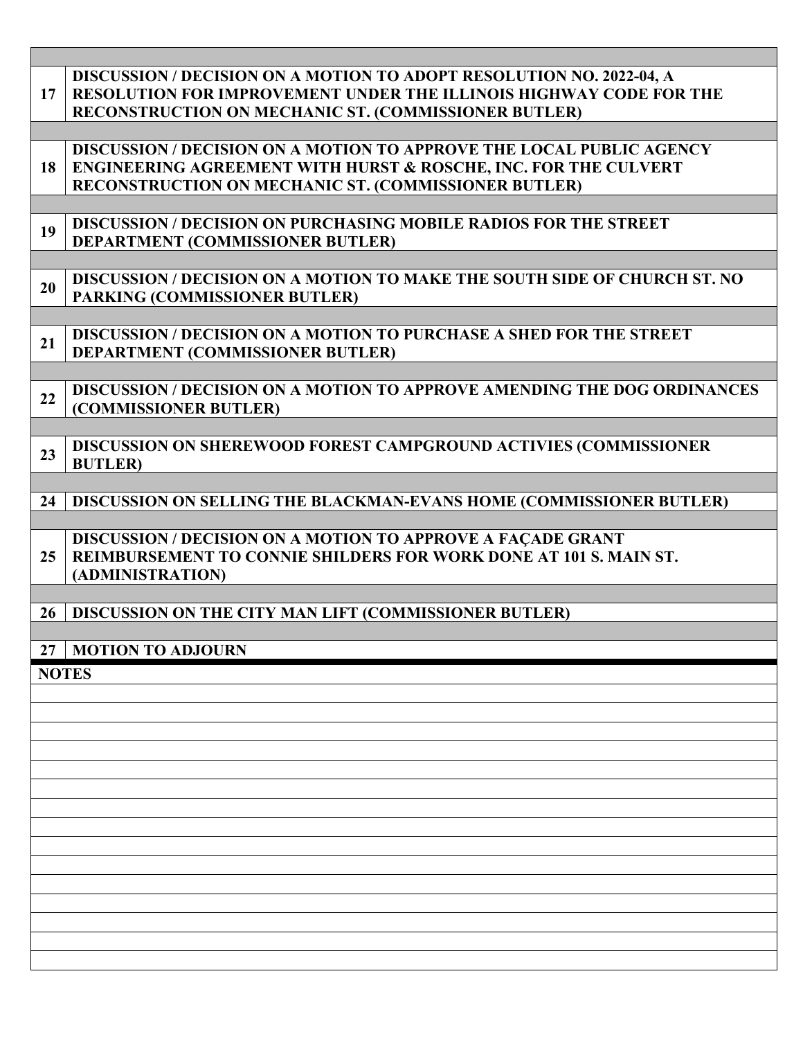| | |
|---|---|
| 17 | **DISCUSSION / DECISION ON A MOTION TO ADOPT RESOLUTION NO. 2022-04, A RESOLUTION FOR IMPROVEMENT UNDER THE ILLINOIS HIGHWAY CODE FOR THE RECONSTRUCTION ON MECHANIC ST. (COMMISSIONER BUTLER)** |
| 18 | **DISCUSSION / DECISION ON A MOTION TO APPROVE THE LOCAL PUBLIC AGENCY ENGINEERING AGREEMENT WITH HURST & ROSCHE, INC. FOR THE CULVERT RECONSTRUCTION ON MECHANIC ST. (COMMISSIONER BUTLER)** |
| 19 | **DISCUSSION / DECISION ON PURCHASING MOBILE RADIOS FOR THE STREET DEPARTMENT (COMMISSIONER BUTLER)** |
| 20 | **DISCUSSION / DECISION ON A MOTION TO MAKE THE SOUTH SIDE OF CHURCH ST. NO PARKING (COMMISSIONER BUTLER)** |
| 21 | **DISCUSSION / DECISION ON A MOTION TO PURCHASE A SHED FOR THE STREET DEPARTMENT (COMMISSIONER BUTLER)** |
| 22 | **DISCUSSION / DECISION ON A MOTION TO APPROVE AMENDING THE DOG ORDINANCES (COMMISSIONER BUTLER)** |
| 23 | **DISCUSSION ON SHEREWOOD FOREST CAMPGROUND ACTIVIES (COMMISSIONER BUTLER)** |
| 24 | **DISCUSSION ON SELLING THE BLACKMAN-EVANS HOME (COMMISSIONER BUTLER)** |
| 25 | **DISCUSSION / DECISION ON A MOTION TO APPROVE A FAÇADE GRANT REIMBURSEMENT TO CONNIE SHILDERS FOR WORK DONE AT 101 S. MAIN ST. (ADMINISTRATION)** |
| 26 | **DISCUSSION ON THE CITY MAN LIFT (COMMISSIONER BUTLER)** |
| 27 | **MOTION TO ADJOURN** |

**NOTES**